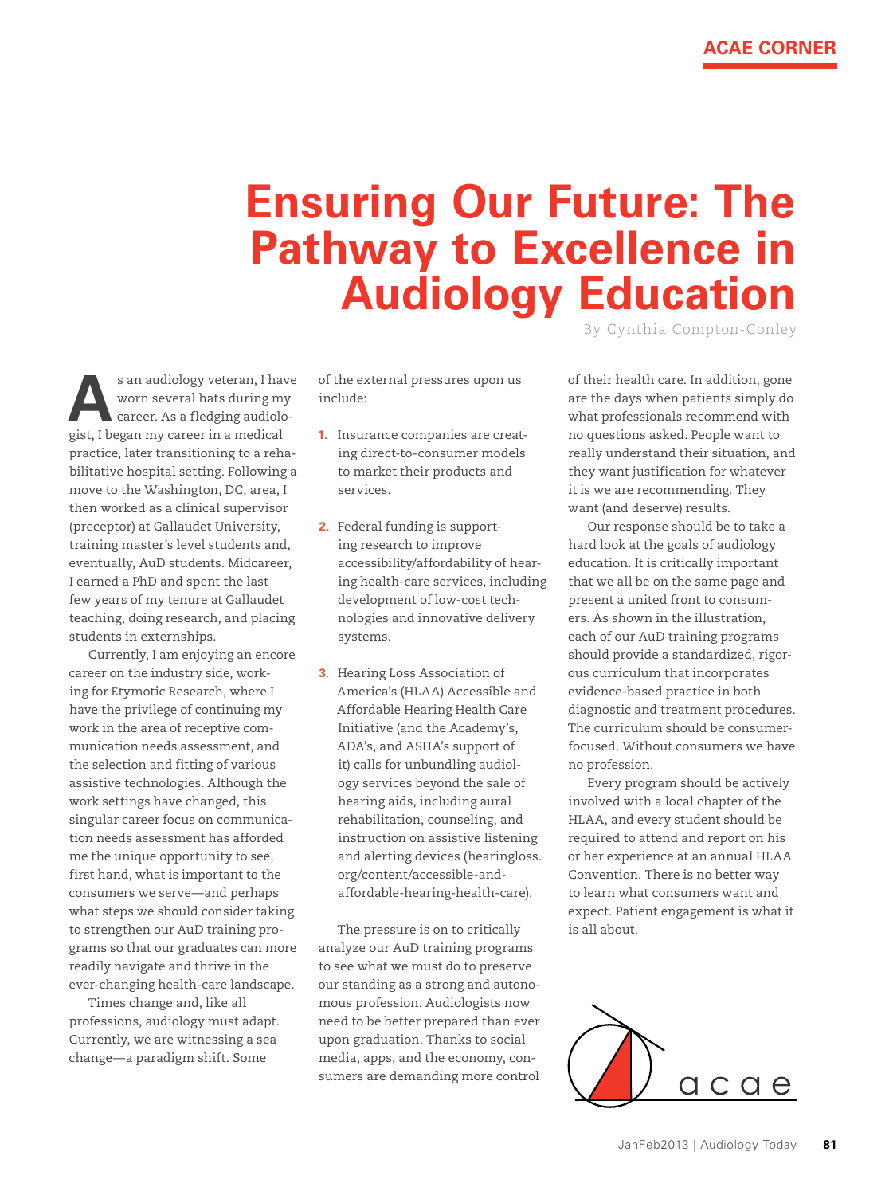ACAE CORNER

# Ensuring Our Future: The Pathway to Excellence in Audiology Education

By Cynthia Compton-Conley

As an audiology veteran, I have worn several hats during my career. As a fledging audiologist, I began my career in a medical practice, later transitioning to a rehabilitative hospital setting. Following a move to the Washington, DC, area, I then worked as a clinical supervisor (preceptor) at Gallaudet University, training master's level students and, eventually, AuD students. Midcareer, I earned a PhD and spent the last few years of my tenure at Gallaudet teaching, doing research, and placing students in externships.

Currently, I am enjoying an encore career on the industry side, working for Etymotic Research, where I have the privilege of continuing my work in the area of receptive communication needs assessment, and the selection and fitting of various assistive technologies. Although the work settings have changed, this singular career focus on communication needs assessment has afforded me the unique opportunity to see, first hand, what is important to the consumers we serve—and perhaps what steps we should consider taking to strengthen our AuD training programs so that our graduates can more readily navigate and thrive in the ever-changing health-care landscape.

Times change and, like all professions, audiology must adapt. Currently, we are witnessing a sea change—a paradigm shift. Some of the external pressures upon us include:

1. Insurance companies are creating direct-to-consumer models to market their products and services.

2. Federal funding is supporting research to improve accessibility/affordability of hearing health-care services, including development of low-cost technologies and innovative delivery systems.

3. Hearing Loss Association of America's (HLAA) Accessible and Affordable Hearing Health Care Initiative (and the Academy's, ADA's, and ASHA's support of it) calls for unbundling audiology services beyond the sale of hearing aids, including aural rehabilitation, counseling, and instruction on assistive listening and alerting devices (hearingloss.org/content/accessible-and-affordable-hearing-health-care).

The pressure is on to critically analyze our AuD training programs to see what we must do to preserve our standing as a strong and autonomous profession. Audiologists now need to be better prepared than ever upon graduation. Thanks to social media, apps, and the economy, consumers are demanding more control of their health care. In addition, gone are the days when patients simply do what professionals recommend with no questions asked. People want to really understand their situation, and they want justification for whatever it is we are recommending. They want (and deserve) results.

Our response should be to take a hard look at the goals of audiology education. It is critically important that we all be on the same page and present a united front to consumers. As shown in the illustration, each of our AuD training programs should provide a standardized, rigorous curriculum that incorporates evidence-based practice in both diagnostic and treatment procedures. The curriculum should be consumer-focused. Without consumers we have no profession.

Every program should be actively involved with a local chapter of the HLAA, and every student should be required to attend and report on his or her experience at an annual HLAA Convention. There is no better way to learn what consumers want and expect. Patient engagement is what it is all about.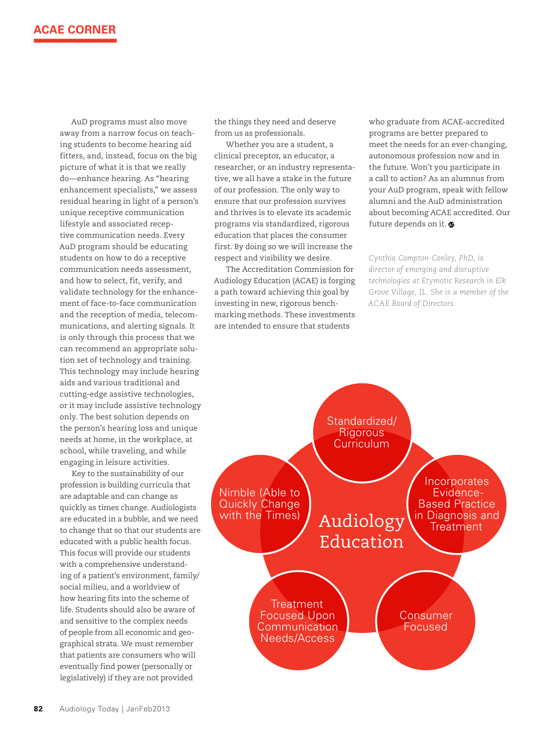## ACAE CORNER

AuD programs must also move away from a narrow focus on teaching students to become hearing aid fitters, and, instead, focus on the big picture of what it is that we really do—enhance hearing. As "hearing enhancement specialists," we assess residual hearing in light of a person's unique receptive communication lifestyle and associated receptive communication needs. Every AuD program should be educating students on how to do a receptive communication needs assessment, and how to select, fit, verify, and validate technology for the enhancement of face-to-face communication and the reception of media, telecommunications, and alerting signals. It is only through this process that we can recommend an appropriate solution set of technology and training. This technology may include hearing aids and various traditional and cutting-edge assistive technologies, or it may include assistive technology only. The best solution depends on the person's hearing loss and unique needs at home, in the workplace, at school, while traveling, and while engaging in leisure activities.

Key to the sustainability of our profession is building curricula that are adaptable and can change as quickly as times change. Audiologists are educated in a bubble, and we need to change that so that our students are educated with a public health focus. This focus will provide our students with a comprehensive understanding of a patient's environment, family/social milieu, and a worldview of how hearing fits into the scheme of life. Students should also be aware of and sensitive to the complex needs of people from all economic and geographical strata. We must remember that patients are consumers who will eventually find power (personally or legislatively) if they are not provided the things they need and deserve from us as professionals.

Whether you are a student, a clinical preceptor, an educator, a researcher, or an industry representative, we all have a stake in the future of our profession. The only way to ensure that our profession survives and thrives is to elevate its academic programs via standardized, rigorous education that places the consumer first. By doing so we will increase the respect and visibility we desire.

The Accreditation Commission for Audiology Education (ACAE) is forging a path toward achieving this goal by investing in new, rigorous benchmarking methods. These investments are intended to ensure that students who graduate from ACAE-accredited programs are better prepared to meet the needs for an ever-changing, autonomous profession now and in the future. Won't you participate in a call to action? As an alumnus from your AuD program, speak with fellow alumni and the AuD administration about becoming ACAE accredited. Our future depends on it.

*Cynthia Compton-Conley, PhD, is director of emerging and disruptive technologies at Etymotic Research in Elk Grove Village, IL. She is a member of the ACAE Board of Directors.*

Audiology Education

Standardized/ Rigorous Curriculum

Incorporates Evidence-Based Practice in Diagnosis and Treatment

Consumer Focused

Treatment Focused Upon Communication Needs/Access

Nimble (Able to Quickly Change with the Times)